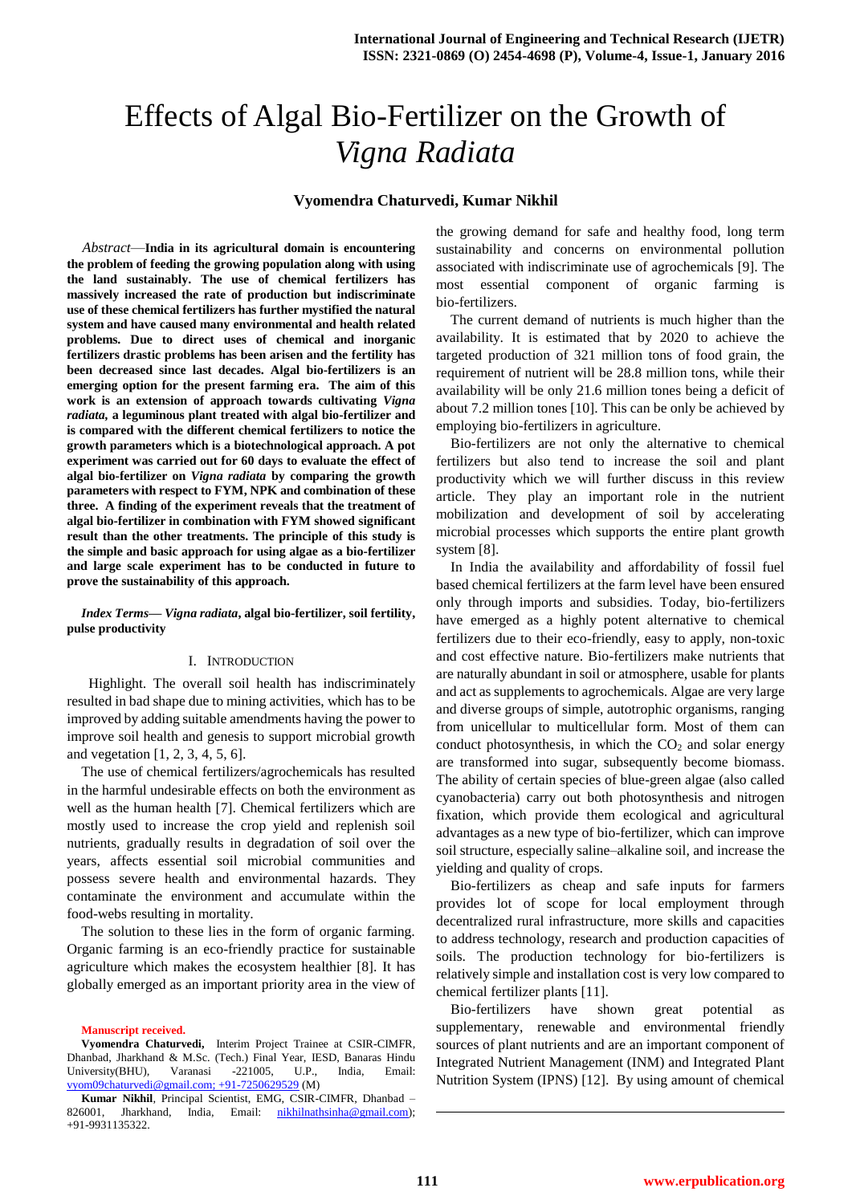# Effects of Algal Bio-Fertilizer on the Growth of *Vigna Radiata*

**Vyomendra Chaturvedi, Kumar Nikhil**

*Abstract*—**India in its agricultural domain is encountering the problem of feeding the growing population along with using the land sustainably. The use of chemical fertilizers has massively increased the rate of production but indiscriminate use of these chemical fertilizers has further mystified the natural system and have caused many environmental and health related problems. Due to direct uses of chemical and inorganic fertilizers drastic problems has been arisen and the fertility has been decreased since last decades. Algal bio-fertilizers is an emerging option for the present farming era. The aim of this work is an extension of approach towards cultivating *Vigna radiata*, a leguminous plant treated with algal bio-fertilizer and is compared with the different chemical fertilizers to notice the growth parameters which is a biotechnological approach. A pot experiment was carried out for 60 days to evaluate the effect of algal bio-fertilizer on *Vigna radiata* by comparing the growth parameters with respect to FYM, NPK and combination of these three. A finding of the experiment reveals that the treatment of algal bio-fertilizer in combination with FYM showed significant result than the other treatments. The principle of this study is the simple and basic approach for using algae as a bio-fertilizer and large scale experiment has to be conducted in future to prove the sustainability of this approach.**

***Index Terms*— *Vigna radiata*, algal bio-fertilizer, soil fertility, pulse productivity**

## I. Introduction

Highlight. The overall soil health has indiscriminately resulted in bad shape due to mining activities, which has to be improved by adding suitable amendments having the power to improve soil health and genesis to support microbial growth and vegetation [1, 2, 3, 4, 5, 6].

The use of chemical fertilizers/agrochemicals has resulted in the harmful undesirable effects on both the environment as well as the human health [7]. Chemical fertilizers which are mostly used to increase the crop yield and replenish soil nutrients, gradually results in degradation of soil over the years, affects essential soil microbial communities and possess severe health and environmental hazards. They contaminate the environment and accumulate within the food-webs resulting in mortality.

The solution to these lies in the form of organic farming. Organic farming is an eco-friendly practice for sustainable agriculture which makes the ecosystem healthier [8]. It has globally emerged as an important priority area in the view of the growing demand for safe and healthy food, long term sustainability and concerns on environmental pollution associated with indiscriminate use of agrochemicals [9]. The most essential component of organic farming is bio-fertilizers.

The current demand of nutrients is much higher than the availability. It is estimated that by 2020 to achieve the targeted production of 321 million tons of food grain, the requirement of nutrient will be 28.8 million tons, while their availability will be only 21.6 million tones being a deficit of about 7.2 million tones [10]. This can be only be achieved by employing bio-fertilizers in agriculture.

Bio-fertilizers are not only the alternative to chemical fertilizers but also tend to increase the soil and plant productivity which we will further discuss in this review article. They play an important role in the nutrient mobilization and development of soil by accelerating microbial processes which supports the entire plant growth system [8].

In India the availability and affordability of fossil fuel based chemical fertilizers at the farm level have been ensured only through imports and subsidies. Today, bio-fertilizers have emerged as a highly potent alternative to chemical fertilizers due to their eco-friendly, easy to apply, non-toxic and cost effective nature. Bio-fertilizers make nutrients that are naturally abundant in soil or atmosphere, usable for plants and act as supplements to agrochemicals. Algae are very large and diverse groups of simple, autotrophic organisms, ranging from unicellular to multicellular form. Most of them can conduct photosynthesis, in which the $CO_2$ and solar energy are transformed into sugar, subsequently become biomass. The ability of certain species of blue-green algae (also called cyanobacteria) carry out both photosynthesis and nitrogen fixation, which provide them ecological and agricultural advantages as a new type of bio-fertilizer, which can improve soil structure, especially saline–alkaline soil, and increase the yielding and quality of crops.

Bio-fertilizers as cheap and safe inputs for farmers provides lot of scope for local employment through decentralized rural infrastructure, more skills and capacities to address technology, research and production capacities of soils. The production technology for bio-fertilizers is relatively simple and installation cost is very low compared to chemical fertilizer plants [11].

Bio-fertilizers have shown great potential as supplementary, renewable and environmental friendly sources of plant nutrients and are an important component of Integrated Nutrient Management (INM) and Integrated Plant Nutrition System (IPNS) [12]. By using amount of chemical

---

**Manuscript received.**

**Vyomendra Chaturvedi,** Interim Project Trainee at CSIR-CIMFR, Dhanbad, Jharkhand & M.Sc. (Tech.) Final Year, IESD, Banaras Hindu University(BHU), Varanasi -221005, U.P., India, Email: vyom09chaturvedi@gmail.com; +91-7250629529 (M)

**Kumar Nikhil**, Principal Scientist, EMG, CSIR-CIMFR, Dhanbad – 826001, Jharkhand, India, Email: nikhilnathsinha@gmail.com); +91-9931135322.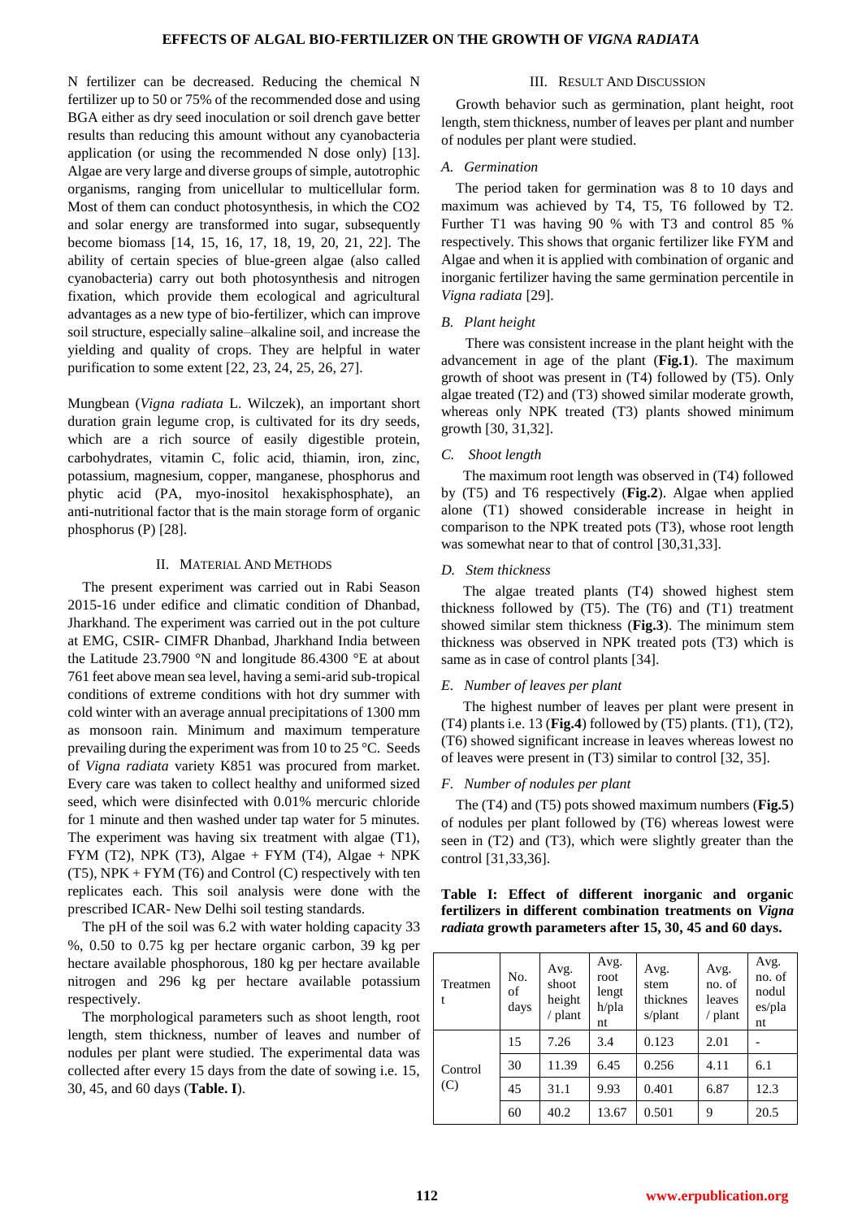N fertilizer can be decreased. Reducing the chemical N fertilizer up to 50 or 75% of the recommended dose and using BGA either as dry seed inoculation or soil drench gave better results than reducing this amount without any cyanobacteria application (or using the recommended N dose only) [13]. Algae are very large and diverse groups of simple, autotrophic organisms, ranging from unicellular to multicellular form. Most of them can conduct photosynthesis, in which the CO2 and solar energy are transformed into sugar, subsequently become biomass [14, 15, 16, 17, 18, 19, 20, 21, 22]. The ability of certain species of blue-green algae (also called cyanobacteria) carry out both photosynthesis and nitrogen fixation, which provide them ecological and agricultural advantages as a new type of bio-fertilizer, which can improve soil structure, especially saline–alkaline soil, and increase the yielding and quality of crops. They are helpful in water purification to some extent [22, 23, 24, 25, 26, 27].

Mungbean (*Vigna radiata* L. Wilczek), an important short duration grain legume crop, is cultivated for its dry seeds, which are a rich source of easily digestible protein, carbohydrates, vitamin C, folic acid, thiamin, iron, zinc, potassium, magnesium, copper, manganese, phosphorus and phytic acid (PA, myo-inositol hexakisphosphate), an anti-nutritional factor that is the main storage form of organic phosphorus (P) [28].

## II. Material And Methods

The present experiment was carried out in Rabi Season 2015-16 under edifice and climatic condition of Dhanbad, Jharkhand. The experiment was carried out in the pot culture at EMG, CSIR- CIMFR Dhanbad, Jharkhand India between the Latitude 23.7900 °N and longitude 86.4300 °E at about 761 feet above mean sea level, having a semi-arid sub-tropical conditions of extreme conditions with hot dry summer with cold winter with an average annual precipitations of 1300 mm as monsoon rain. Minimum and maximum temperature prevailing during the experiment was from 10 to 25 °C. Seeds of *Vigna radiata* variety K851 was procured from market. Every care was taken to collect healthy and uniformed sized seed, which were disinfected with 0.01% mercuric chloride for 1 minute and then washed under tap water for 5 minutes. The experiment was having six treatment with algae (T1), FYM (T2), NPK (T3), Algae + FYM (T4), Algae + NPK (T5), NPK + FYM (T6) and Control (C) respectively with ten replicates each. This soil analysis were done with the prescribed ICAR- New Delhi soil testing standards.

The pH of the soil was 6.2 with water holding capacity 33 %, 0.50 to 0.75 kg per hectare organic carbon, 39 kg per hectare available phosphorous, 180 kg per hectare available nitrogen and 296 kg per hectare available potassium respectively.

The morphological parameters such as shoot length, root length, stem thickness, number of leaves and number of nodules per plant were studied. The experimental data was collected after every 15 days from the date of sowing i.e. 15, 30, 45, and 60 days (**Table. I**).

## III. Result And Discussion

Growth behavior such as germination, plant height, root length, stem thickness, number of leaves per plant and number of nodules per plant were studied.

### A. Germination

The period taken for germination was 8 to 10 days and maximum was achieved by T4, T5, T6 followed by T2. Further T1 was having 90 % with T3 and control 85 % respectively. This shows that organic fertilizer like FYM and Algae and when it is applied with combination of organic and inorganic fertilizer having the same germination percentile in *Vigna radiata* [29].

### B. Plant height

There was consistent increase in the plant height with the advancement in age of the plant (**Fig.1**). The maximum growth of shoot was present in (T4) followed by (T5). Only algae treated (T2) and (T3) showed similar moderate growth, whereas only NPK treated (T3) plants showed minimum growth [30, 31,32].

### C. Shoot length

The maximum root length was observed in (T4) followed by (T5) and T6 respectively (**Fig.2**). Algae when applied alone (T1) showed considerable increase in height in comparison to the NPK treated pots (T3), whose root length was somewhat near to that of control [30,31,33].

### D. Stem thickness

The algae treated plants (T4) showed highest stem thickness followed by (T5). The (T6) and (T1) treatment showed similar stem thickness (**Fig.3**). The minimum stem thickness was observed in NPK treated pots (T3) which is same as in case of control plants [34].

### E. Number of leaves per plant

The highest number of leaves per plant were present in (T4) plants i.e. 13 (**Fig.4**) followed by (T5) plants. (T1), (T2), (T6) showed significant increase in leaves whereas lowest no of leaves were present in (T3) similar to control [32, 35].

### F. Number of nodules per plant

The (T4) and (T5) pots showed maximum numbers (**Fig.5**) of nodules per plant followed by (T6) whereas lowest were seen in (T2) and (T3), which were slightly greater than the control [31,33,36].

**Table I: Effect of different inorganic and organic fertilizers in different combination treatments on *Vigna radiata* growth parameters after 15, 30, 45 and 60 days.**

| Treatment | No. of days | Avg. shoot height / plant | Avg. root length/plant | Avg. stem thickness/plant | Avg. no. of leaves / plant | Avg. no. of nodules/plant |
|---|---|---|---|---|---|---|
| Control (C) | 15 | 7.26 | 3.4 | 0.123 | 2.01 | - |
| | 30 | 11.39 | 6.45 | 0.256 | 4.11 | 6.1 |
| | 45 | 31.1 | 9.93 | 0.401 | 6.87 | 12.3 |
| | 60 | 40.2 | 13.67 | 0.501 | 9 | 20.5 |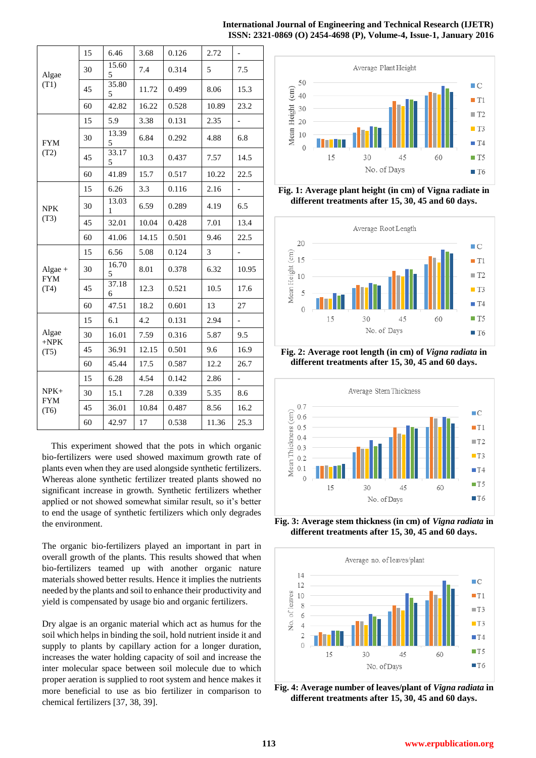| | | | | | | |
|---|---|---|---|---|---|---|
| Algae (T1) | 15 | 6.46 | 3.68 | 0.126 | 2.72 | - |
| | 30 | 15.605 | 7.4 | 0.314 | 5 | 7.5 |
| | 45 | 35.805 | 11.72 | 0.499 | 8.06 | 15.3 |
| | 60 | 42.82 | 16.22 | 0.528 | 10.89 | 23.2 |
| FYM (T2) | 15 | 5.9 | 3.38 | 0.131 | 2.35 | - |
| | 30 | 13.395 | 6.84 | 0.292 | 4.88 | 6.8 |
| | 45 | 33.175 | 10.3 | 0.437 | 7.57 | 14.5 |
| | 60 | 41.89 | 15.7 | 0.517 | 10.22 | 22.5 |
| NPK (T3) | 15 | 6.26 | 3.3 | 0.116 | 2.16 | - |
| | 30 | 13.031 | 6.59 | 0.289 | 4.19 | 6.5 |
| | 45 | 32.01 | 10.04 | 0.428 | 7.01 | 13.4 |
| | 60 | 41.06 | 14.15 | 0.501 | 9.46 | 22.5 |
| Algae + FYM (T4) | 15 | 6.56 | 5.08 | 0.124 | 3 | - |
| | 30 | 16.705 | 8.01 | 0.378 | 6.32 | 10.95 |
| | 45 | 37.186 | 12.3 | 0.521 | 10.5 | 17.6 |
| | 60 | 47.51 | 18.2 | 0.601 | 13 | 27 |
| Algae +NPK (T5) | 15 | 6.1 | 4.2 | 0.131 | 2.94 | - |
| | 30 | 16.01 | 7.59 | 0.316 | 5.87 | 9.5 |
| | 45 | 36.91 | 12.15 | 0.501 | 9.6 | 16.9 |
| | 60 | 45.44 | 17.5 | 0.587 | 12.2 | 26.7 |
| NPK+ FYM (T6) | 15 | 6.28 | 4.54 | 0.142 | 2.86 | - |
| | 30 | 15.1 | 7.28 | 0.339 | 5.35 | 8.6 |
| | 45 | 36.01 | 10.84 | 0.487 | 8.56 | 16.2 |
| | 60 | 42.97 | 17 | 0.538 | 11.36 | 25.3 |

This experiment showed that the pots in which organic bio-fertilizers were used showed maximum growth rate of plants even when they are used alongside synthetic fertilizers. Whereas alone synthetic fertilizer treated plants showed no significant increase in growth. Synthetic fertilizers whether applied or not showed somewhat similar result, so it's better to end the usage of synthetic fertilizers which only degrades the environment.

The organic bio-fertilizers played an important in part in overall growth of the plants. This results showed that when bio-fertilizers teamed up with another organic nature materials showed better results. Hence it implies the nutrients needed by the plants and soil to enhance their productivity and yield is compensated by usage bio and organic fertilizers.

Dry algae is an organic material which act as humus for the soil which helps in binding the soil, hold nutrient inside it and supply to plants by capillary action for a longer duration, increases the water holding capacity of soil and increase the inter molecular space between soil molecule due to which proper aeration is supplied to root system and hence makes it more beneficial to use as bio fertilizer in comparison to chemical fertilizers [37, 38, 39].

**Fig. 1: Average plant height (in cm) of Vigna radiate in different treatments after 15, 30, 45 and 60 days.**

**Fig. 2: Average root length (in cm) of *Vigna radiata* in different treatments after 15, 30, 45 and 60 days.**

**Fig. 3: Average stem thickness (in cm) of *Vigna radiata* in different treatments after 15, 30, 45 and 60 days.**

**Fig. 4: Average number of leaves/plant of *Vigna radiata* in different treatments after 15, 30, 45 and 60 days.**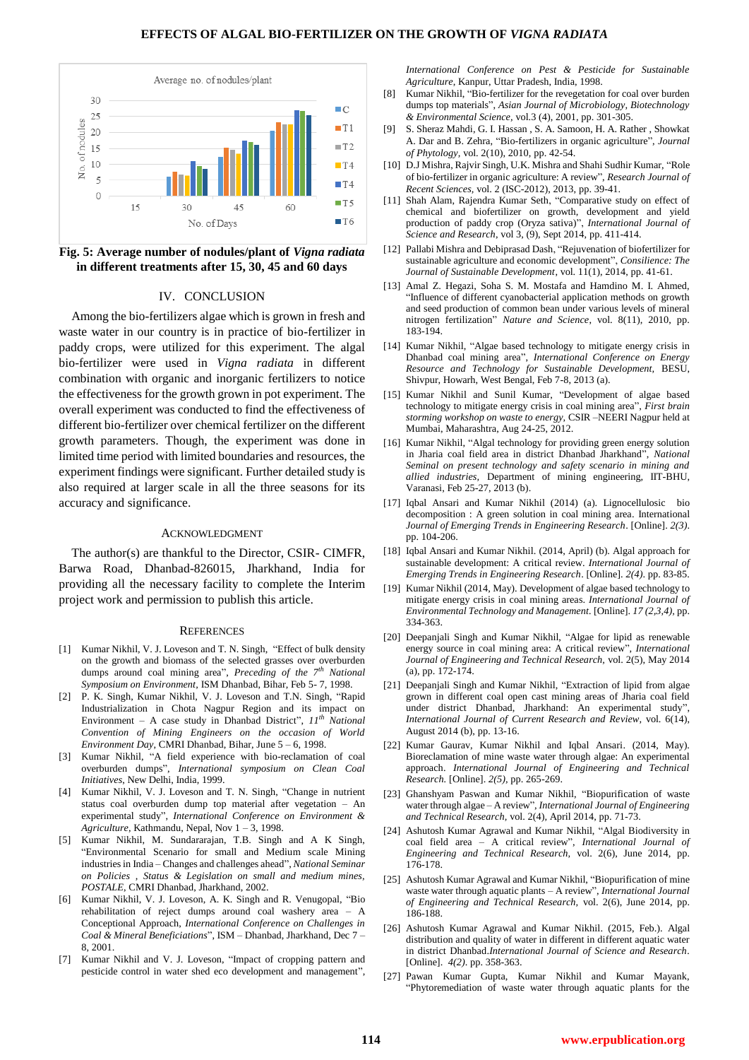Fig. 5: Average number of nodules/plant of *Vigna radiata* in different treatments after 15, 30, 45 and 60 days

## IV. CONCLUSION

Among the bio-fertilizers algae which is grown in fresh and waste water in our country is in practice of bio-fertilizer in paddy crops, were utilized for this experiment. The algal bio-fertilizer were used in *Vigna radiata* in different combination with organic and inorganic fertilizers to notice the effectiveness for the growth grown in pot experiment. The overall experiment was conducted to find the effectiveness of different bio-fertilizer over chemical fertilizer on the different growth parameters. Though, the experiment was done in limited time period with limited boundaries and resources, the experiment findings were significant. Further detailed study is also required at larger scale in all the three seasons for its accuracy and significance.

## ACKNOWLEDGMENT

The author(s) are thankful to the Director, CSIR- CIMFR, Barwa Road, Dhanbad-826015, Jharkhand, India for providing all the necessary facility to complete the Interim project work and permission to publish this article.

## REFERENCES

[1] Kumar Nikhil, V. J. Loveson and T. N. Singh, "Effect of bulk density on the growth and biomass of the selected grasses over overburden dumps around coal mining area", *Preceding of the 7th National Symposium on Environment*, ISM Dhanbad, Bihar, Feb 5- 7, 1998.

[2] P. K. Singh, Kumar Nikhil, V. J. Loveson and T.N. Singh, "Rapid Industrialization in Chota Nagpur Region and its impact on Environment – A case study in Dhanbad District", *11th National Convention of Mining Engineers on the occasion of World Environment Day*, CMRI Dhanbad, Bihar, June 5 – 6, 1998.

[3] Kumar Nikhil, "A field experience with bio-reclamation of coal overburden dumps", *International symposium on Clean Coal Initiatives*, New Delhi, India, 1999.

[4] Kumar Nikhil, V. J. Loveson and T. N. Singh, "Change in nutrient status coal overburden dump top material after vegetation – An experimental study", *International Conference on Environment & Agriculture*, Kathmandu, Nepal, Nov 1 – 3, 1998.

[5] Kumar Nikhil, M. Sundararajan, T.B. Singh and A K Singh, "Environmental Scenario for small and Medium scale Mining industries in India – Changes and challenges ahead", *National Seminar on Policies , Status & Legislation on small and medium mines, POSTALE*, CMRI Dhanbad, Jharkhand, 2002.

[6] Kumar Nikhil, V. J. Loveson, A. K. Singh and R. Venugopal, "Bio rehabilitation of reject dumps around coal washery area – A Conceptional Approach, *International Conference on Challenges in Coal & Mineral Beneficiations*", ISM – Dhanbad, Jharkhand, Dec 7 – 8, 2001.

[7] Kumar Nikhil and V. J. Loveson, "Impact of cropping pattern and pesticide control in water shed eco development and management", *International Conference on Pest & Pesticide for Sustainable Agriculture*, Kanpur, Uttar Pradesh, India, 1998.

[8] Kumar Nikhil, "Bio-fertilizer for the revegetation for coal over burden dumps top materials", *Asian Journal of Microbiology, Biotechnology & Environmental Science*, vol.3 (4), 2001, pp. 301-305.

[9] S. Sheraz Mahdi, G. I. Hassan , S. A. Samoon, H. A. Rather , Showkat A. Dar and B. Zehra, "Bio-fertilizers in organic agriculture", *Journal of Phytology*, vol. 2(10), 2010, pp. 42-54.

[10] D.J Mishra, Rajvir Singh, U.K. Mishra and Shahi Sudhir Kumar, "Role of bio-fertilizer in organic agriculture: A review", *Research Journal of Recent Sciences*, vol. 2 (ISC-2012), 2013, pp. 39-41.

[11] Shah Alam, Rajendra Kumar Seth, "Comparative study on effect of chemical and biofertilizer on growth, development and yield production of paddy crop (Oryza sativa)", *International Journal of Science and Research*, vol 3, (9), Sept 2014, pp. 411-414.

[12] Pallabi Mishra and Debiprasad Dash, "Rejuvenation of biofertilizer for sustainable agriculture and economic development", *Consilience: The Journal of Sustainable Development*, vol. 11(1), 2014, pp. 41-61.

[13] Amal Z. Hegazi, Soha S. M. Mostafa and Hamdino M. I. Ahmed, "Influence of different cyanobacterial application methods on growth and seed production of common bean under various levels of mineral nitrogen fertilization" *Nature and Science*, vol. 8(11), 2010, pp. 183-194.

[14] Kumar Nikhil, "Algae based technology to mitigate energy crisis in Dhanbad coal mining area", *International Conference on Energy Resource and Technology for Sustainable Development*, BESU, Shivpur, Howarh, West Bengal, Feb 7-8, 2013 (a).

[15] Kumar Nikhil and Sunil Kumar, "Development of algae based technology to mitigate energy crisis in coal mining area", *First brain storming workshop on waste to energy*, CSIR –NEERI Nagpur held at Mumbai, Maharashtra, Aug 24-25, 2012.

[16] Kumar Nikhil, "Algal technology for providing green energy solution in Jharia coal field area in district Dhanbad Jharkhand", *National Seminal on present technology and safety scenario in mining and allied industries*, Department of mining engineering, IIT-BHU, Varanasi, Feb 25-27, 2013 (b).

[17] Iqbal Ansari and Kumar Nikhil (2014) (a). Lignocellulosic bio decomposition : A green solution in coal mining area. International *Journal of Emerging Trends in Engineering Research*. [Online]. *2(3)*. pp. 104-206.

[18] Iqbal Ansari and Kumar Nikhil. (2014, April) (b). Algal approach for sustainable development: A critical review. *International Journal of Emerging Trends in Engineering Research*. [Online]. *2(4)*. pp. 83-85.

[19] Kumar Nikhil (2014, May). Development of algae based technology to mitigate energy crisis in coal mining areas. *International Journal of Environmental Technology and Management*. [Online]. *17 (2,3,4)*, pp. 334-363.

[20] Deepanjali Singh and Kumar Nikhil, "Algae for lipid as renewable energy source in coal mining area: A critical review", *International Journal of Engineering and Technical Research*, vol. 2(5), May 2014 (a), pp. 172-174.

[21] Deepanjali Singh and Kumar Nikhil, "Extraction of lipid from algae grown in different coal open cast mining areas of Jharia coal field under district Dhanbad, Jharkhand: An experimental study", *International Journal of Current Research and Review*, vol. 6(14), August 2014 (b), pp. 13-16.

[22] Kumar Gaurav, Kumar Nikhil and Iqbal Ansari. (2014, May). Bioreclamation of mine waste water through algae: An experimental approach. *International Journal of Engineering and Technical Research*. [Online]. *2(5)*, pp. 265-269.

[23] Ghanshyam Paswan and Kumar Nikhil, "Biopurification of waste water through algae – A review", *International Journal of Engineering and Technical Research*, vol. 2(4), April 2014, pp. 71-73.

[24] Ashutosh Kumar Agrawal and Kumar Nikhil, "Algal Biodiversity in coal field area – A critical review", *International Journal of Engineering and Technical Research*, vol. 2(6), June 2014, pp. 176-178.

[25] Ashutosh Kumar Agrawal and Kumar Nikhil, "Biopurification of mine waste water through aquatic plants – A review", *International Journal of Engineering and Technical Research*, vol. 2(6), June 2014, pp. 186-188.

[26] Ashutosh Kumar Agrawal and Kumar Nikhil. (2015, Feb.). Algal distribution and quality of water in different in different aquatic water in district Dhanbad.*International Journal of Science and Research*. [Online]. *4(2)*. pp. 358-363.

[27] Pawan Kumar Gupta, Kumar Nikhil and Kumar Mayank, "Phytoremediation of waste water through aquatic plants for the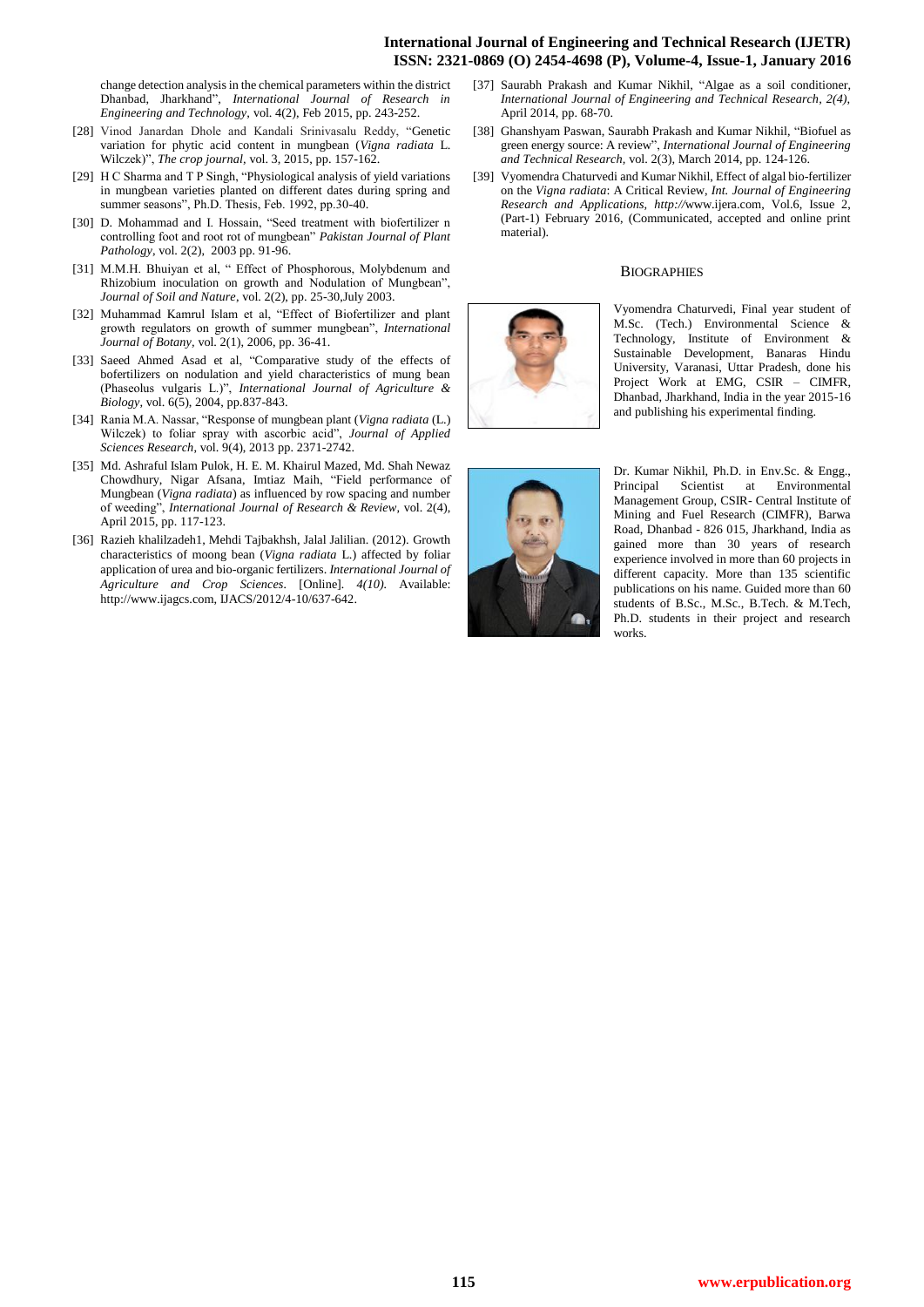change detection analysis in the chemical parameters within the district Dhanbad, Jharkhand", *International Journal of Research in Engineering and Technology*, vol. 4(2), Feb 2015, pp. 243-252.

[28] Vinod Janardan Dhole and Kandali Srinivasalu Reddy, "Genetic variation for phytic acid content in mungbean (*Vigna radiata* L. Wilczek)", *The crop journal*, vol. 3, 2015, pp. 157-162.

[29] H C Sharma and T P Singh, "Physiological analysis of yield variations in mungbean varieties planted on different dates during spring and summer seasons", Ph.D. Thesis, Feb. 1992, pp.30-40.

[30] D. Mohammad and I. Hossain, "Seed treatment with biofertilizer n controlling foot and root rot of mungbean" *Pakistan Journal of Plant Pathology*, vol. 2(2), 2003 pp. 91-96.

[31] M.M.H. Bhuiyan et al, " Effect of Phosphorous, Molybdenum and Rhizobium inoculation on growth and Nodulation of Mungbean", *Journal of Soil and Nature*, vol. 2(2), pp. 25-30,July 2003.

[32] Muhammad Kamrul Islam et al, "Effect of Biofertilizer and plant growth regulators on growth of summer mungbean", *International Journal of Botany*, vol. 2(1), 2006, pp. 36-41.

[33] Saeed Ahmed Asad et al, "Comparative study of the effects of bofertilizers on nodulation and yield characteristics of mung bean (Phaseolus vulgaris L.)", *International Journal of Agriculture & Biology*, vol. 6(5), 2004, pp.837-843.

[34] Rania M.A. Nassar, "Response of mungbean plant (*Vigna radiata* (L.) Wilczek) to foliar spray with ascorbic acid", *Journal of Applied Sciences Research*, vol. 9(4), 2013 pp. 2371-2742.

[35] Md. Ashraful Islam Pulok, H. E. M. Khairul Mazed, Md. Shah Newaz Chowdhury, Nigar Afsana, Imtiaz Maih, "Field performance of Mungbean (*Vigna radiata*) as influenced by row spacing and number of weeding", *International Journal of Research & Review*, vol. 2(4), April 2015, pp. 117-123.

[36] Razieh khalilzadeh1, Mehdi Tajbakhsh, Jalal Jalilian. (2012). Growth characteristics of moong bean (*Vigna radiata* L.) affected by foliar application of urea and bio-organic fertilizers. *International Journal of Agriculture and Crop Sciences*. [Online]. *4(10).* Available: http://www.ijagcs.com, IJACS/2012/4-10/637-642.

[37] Saurabh Prakash and Kumar Nikhil, "Algae as a soil conditioner, *International Journal of Engineering and Technical Research*, 2(4),* April 2014, pp. 68-70.

[38] Ghanshyam Paswan, Saurabh Prakash and Kumar Nikhil, "Biofuel as green energy source: A review", *International Journal of Engineering and Technical Research*, vol. 2(3), March 2014, pp. 124-126.

[39] Vyomendra Chaturvedi and Kumar Nikhil, Effect of algal bio-fertilizer on the *Vigna radiata*: A Critical Review, *Int. Journal of Engineering Research and Applications*, *http://*www.ijera.com, Vol.6, Issue 2, (Part-1) February 2016, (Communicated, accepted and online print material).

## BIOGRAPHIES

Vyomendra Chaturvedi, Final year student of M.Sc. (Tech.) Environmental Science & Technology, Institute of Environment & Sustainable Development, Banaras Hindu University, Varanasi, Uttar Pradesh, done his Project Work at EMG, CSIR – CIMFR, Dhanbad, Jharkhand, India in the year 2015-16 and publishing his experimental finding.

Dr. Kumar Nikhil, Ph.D. in Env.Sc. & Engg., Principal Scientist at Environmental Management Group, CSIR- Central Institute of Mining and Fuel Research (CIMFR), Barwa Road, Dhanbad - 826 015, Jharkhand, India as gained more than 30 years of research experience involved in more than 60 projects in different capacity. More than 135 scientific publications on his name. Guided more than 60 students of B.Sc., M.Sc., B.Tech. & M.Tech, Ph.D. students in their project and research works.